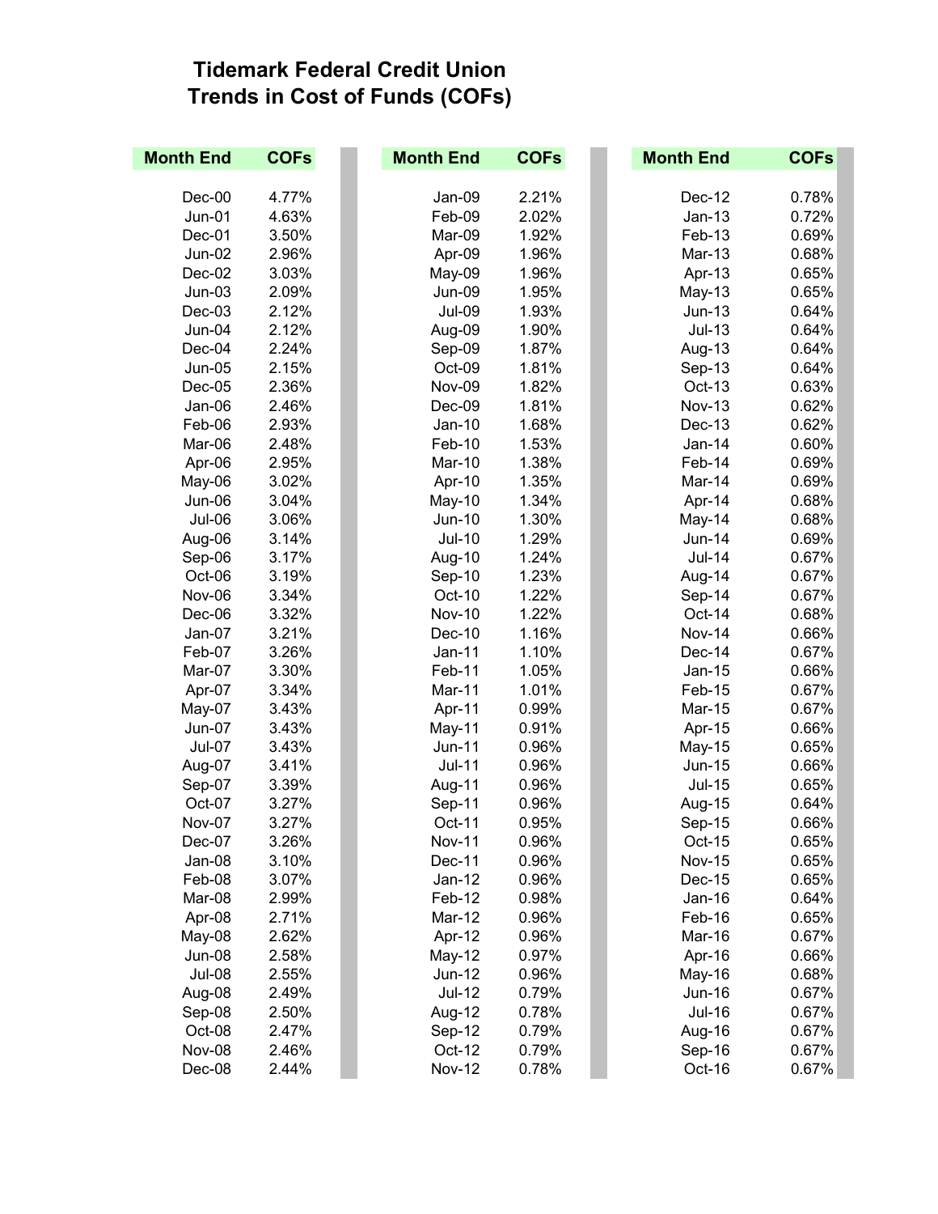# Tidemark Federal Credit Union
## Trends in Cost of Funds (COFs)

| Month End | COFs | Month End | COFs | Month End | COFs |
|---|---|---|---|---|---|
| Dec-00 | 4.77% | Jan-09 | 2.21% | Dec-12 | 0.78% |
| Jun-01 | 4.63% | Feb-09 | 2.02% | Jan-13 | 0.72% |
| Dec-01 | 3.50% | Mar-09 | 1.92% | Feb-13 | 0.69% |
| Jun-02 | 2.96% | Apr-09 | 1.96% | Mar-13 | 0.68% |
| Dec-02 | 3.03% | May-09 | 1.96% | Apr-13 | 0.65% |
| Jun-03 | 2.09% | Jun-09 | 1.95% | May-13 | 0.65% |
| Dec-03 | 2.12% | Jul-09 | 1.93% | Jun-13 | 0.64% |
| Jun-04 | 2.12% | Aug-09 | 1.90% | Jul-13 | 0.64% |
| Dec-04 | 2.24% | Sep-09 | 1.87% | Aug-13 | 0.64% |
| Jun-05 | 2.15% | Oct-09 | 1.81% | Sep-13 | 0.64% |
| Dec-05 | 2.36% | Nov-09 | 1.82% | Oct-13 | 0.63% |
| Jan-06 | 2.46% | Dec-09 | 1.81% | Nov-13 | 0.62% |
| Feb-06 | 2.93% | Jan-10 | 1.68% | Dec-13 | 0.62% |
| Mar-06 | 2.48% | Feb-10 | 1.53% | Jan-14 | 0.60% |
| Apr-06 | 2.95% | Mar-10 | 1.38% | Feb-14 | 0.69% |
| May-06 | 3.02% | Apr-10 | 1.35% | Mar-14 | 0.69% |
| Jun-06 | 3.04% | May-10 | 1.34% | Apr-14 | 0.68% |
| Jul-06 | 3.06% | Jun-10 | 1.30% | May-14 | 0.68% |
| Aug-06 | 3.14% | Jul-10 | 1.29% | Jun-14 | 0.69% |
| Sep-06 | 3.17% | Aug-10 | 1.24% | Jul-14 | 0.67% |
| Oct-06 | 3.19% | Sep-10 | 1.23% | Aug-14 | 0.67% |
| Nov-06 | 3.34% | Oct-10 | 1.22% | Sep-14 | 0.67% |
| Dec-06 | 3.32% | Nov-10 | 1.22% | Oct-14 | 0.68% |
| Jan-07 | 3.21% | Dec-10 | 1.16% | Nov-14 | 0.66% |
| Feb-07 | 3.26% | Jan-11 | 1.10% | Dec-14 | 0.67% |
| Mar-07 | 3.30% | Feb-11 | 1.05% | Jan-15 | 0.66% |
| Apr-07 | 3.34% | Mar-11 | 1.01% | Feb-15 | 0.67% |
| May-07 | 3.43% | Apr-11 | 0.99% | Mar-15 | 0.67% |
| Jun-07 | 3.43% | May-11 | 0.91% | Apr-15 | 0.66% |
| Jul-07 | 3.43% | Jun-11 | 0.96% | May-15 | 0.65% |
| Aug-07 | 3.41% | Jul-11 | 0.96% | Jun-15 | 0.66% |
| Sep-07 | 3.39% | Aug-11 | 0.96% | Jul-15 | 0.65% |
| Oct-07 | 3.27% | Sep-11 | 0.96% | Aug-15 | 0.64% |
| Nov-07 | 3.27% | Oct-11 | 0.95% | Sep-15 | 0.66% |
| Dec-07 | 3.26% | Nov-11 | 0.96% | Oct-15 | 0.65% |
| Jan-08 | 3.10% | Dec-11 | 0.96% | Nov-15 | 0.65% |
| Feb-08 | 3.07% | Jan-12 | 0.96% | Dec-15 | 0.65% |
| Mar-08 | 2.99% | Feb-12 | 0.98% | Jan-16 | 0.64% |
| Apr-08 | 2.71% | Mar-12 | 0.96% | Feb-16 | 0.65% |
| May-08 | 2.62% | Apr-12 | 0.96% | Mar-16 | 0.67% |
| Jun-08 | 2.58% | May-12 | 0.97% | Apr-16 | 0.66% |
| Jul-08 | 2.55% | Jun-12 | 0.96% | May-16 | 0.68% |
| Aug-08 | 2.49% | Jul-12 | 0.79% | Jun-16 | 0.67% |
| Sep-08 | 2.50% | Aug-12 | 0.78% | Jul-16 | 0.67% |
| Oct-08 | 2.47% | Sep-12 | 0.79% | Aug-16 | 0.67% |
| Nov-08 | 2.46% | Oct-12 | 0.79% | Sep-16 | 0.67% |
| Dec-08 | 2.44% | Nov-12 | 0.78% | Oct-16 | 0.67% |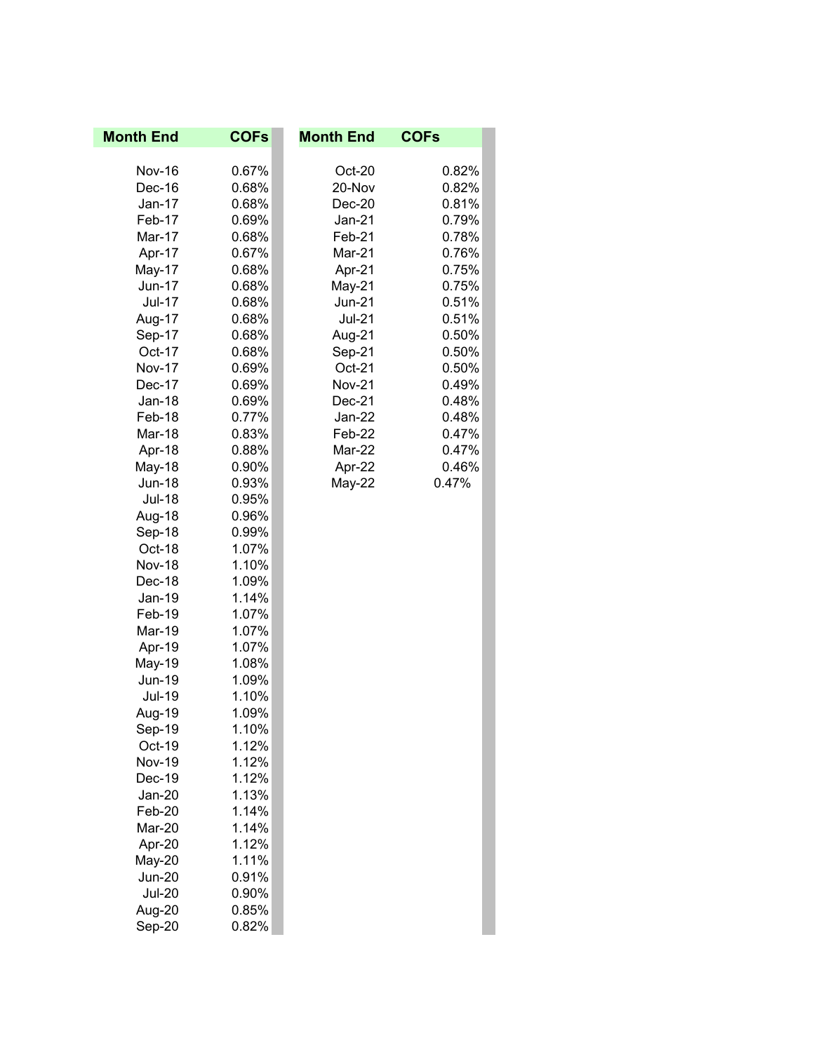| Month End | COFs | Month End | COFs |
|---|---|---|---|
| Nov-16 | 0.67% | Oct-20 | 0.82% |
| Dec-16 | 0.68% | 20-Nov | 0.82% |
| Jan-17 | 0.68% | Dec-20 | 0.81% |
| Feb-17 | 0.69% | Jan-21 | 0.79% |
| Mar-17 | 0.68% | Feb-21 | 0.78% |
| Apr-17 | 0.67% | Mar-21 | 0.76% |
| May-17 | 0.68% | Apr-21 | 0.75% |
| Jun-17 | 0.68% | May-21 | 0.75% |
| Jul-17 | 0.68% | Jun-21 | 0.51% |
| Aug-17 | 0.68% | Jul-21 | 0.51% |
| Sep-17 | 0.68% | Aug-21 | 0.50% |
| Oct-17 | 0.68% | Sep-21 | 0.50% |
| Nov-17 | 0.69% | Oct-21 | 0.50% |
| Dec-17 | 0.69% | Nov-21 | 0.49% |
| Jan-18 | 0.69% | Dec-21 | 0.48% |
| Feb-18 | 0.77% | Jan-22 | 0.48% |
| Mar-18 | 0.83% | Feb-22 | 0.47% |
| Apr-18 | 0.88% | Mar-22 | 0.47% |
| May-18 | 0.90% | Apr-22 | 0.46% |
| Jun-18 | 0.93% | May-22 | 0.47% |
| Jul-18 | 0.95% | | |
| Aug-18 | 0.96% | | |
| Sep-18 | 0.99% | | |
| Oct-18 | 1.07% | | |
| Nov-18 | 1.10% | | |
| Dec-18 | 1.09% | | |
| Jan-19 | 1.14% | | |
| Feb-19 | 1.07% | | |
| Mar-19 | 1.07% | | |
| Apr-19 | 1.07% | | |
| May-19 | 1.08% | | |
| Jun-19 | 1.09% | | |
| Jul-19 | 1.10% | | |
| Aug-19 | 1.09% | | |
| Sep-19 | 1.10% | | |
| Oct-19 | 1.12% | | |
| Nov-19 | 1.12% | | |
| Dec-19 | 1.12% | | |
| Jan-20 | 1.13% | | |
| Feb-20 | 1.14% | | |
| Mar-20 | 1.14% | | |
| Apr-20 | 1.12% | | |
| May-20 | 1.11% | | |
| Jun-20 | 0.91% | | |
| Jul-20 | 0.90% | | |
| Aug-20 | 0.85% | | |
| Sep-20 | 0.82% | | |